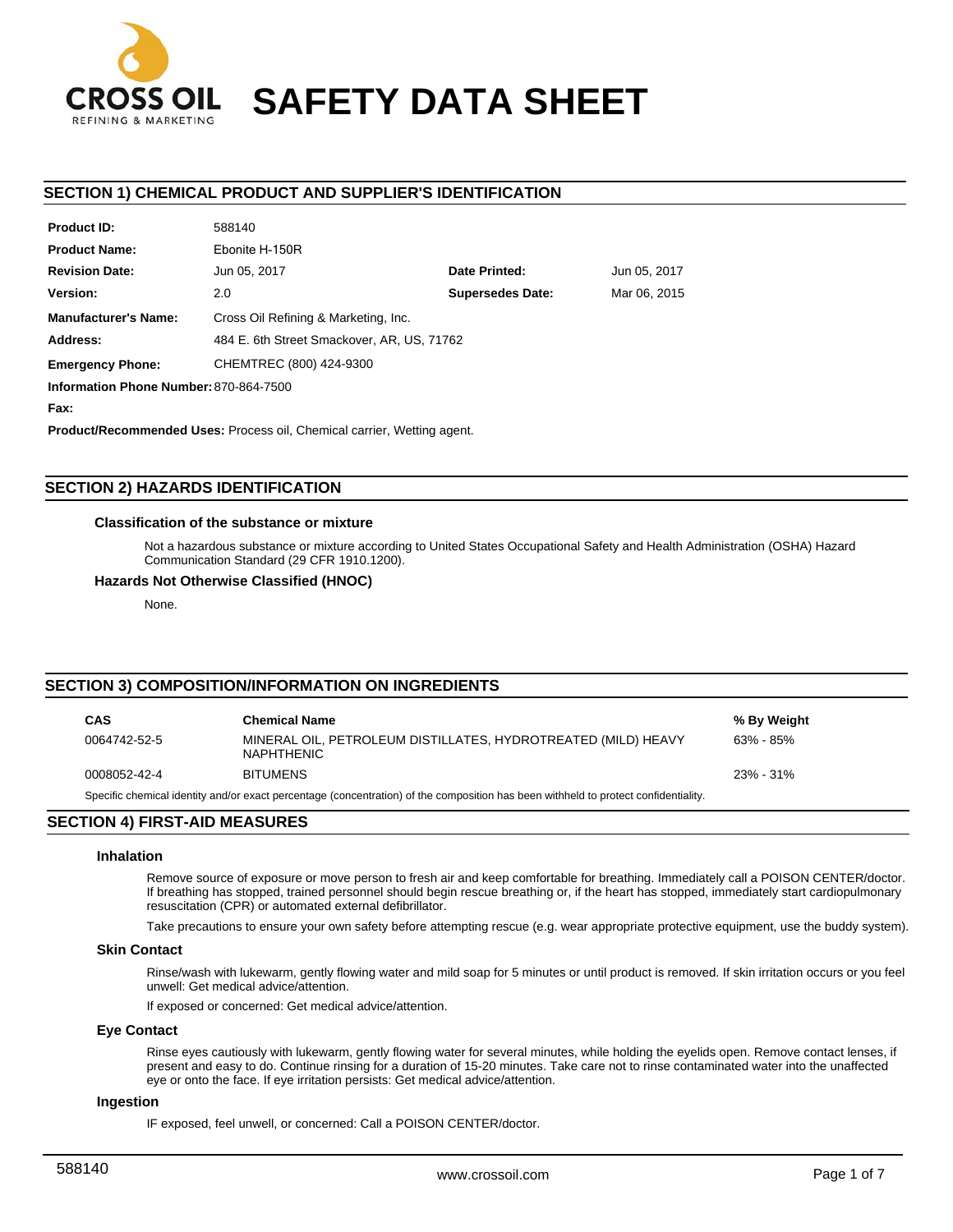CROSS OIL
REFINING & MARKETING

# SAFETY DATA SHEET

## SECTION 1) CHEMICAL PRODUCT AND SUPPLIER'S IDENTIFICATION

| | | | |
|---|---|---|---|
| **Product ID:** | 588140 | | |
| **Product Name:** | Ebonite H-150R | | |
| **Revision Date:** | Jun 05, 2017 | **Date Printed:** | Jun 05, 2017 |
| **Version:** | 2.0 | **Supersedes Date:** | Mar 06, 2015 |
| **Manufacturer's Name:** | Cross Oil Refining & Marketing, Inc. | | |
| **Address:** | 484 E. 6th Street Smackover, AR, US, 71762 | | |
| **Emergency Phone:** | CHEMTREC (800) 424-9300 | | |
| **Information Phone Number:** | 870-864-7500 | | |
| **Fax:** | | | |

**Product/Recommended Uses:** Process oil, Chemical carrier, Wetting agent.

## SECTION 2) HAZARDS IDENTIFICATION

### Classification of the substance or mixture

Not a hazardous substance or mixture according to United States Occupational Safety and Health Administration (OSHA) Hazard Communication Standard (29 CFR 1910.1200).

### Hazards Not Otherwise Classified (HNOC)

None.

## SECTION 3) COMPOSITION/INFORMATION ON INGREDIENTS

| CAS | Chemical Name | % By Weight |
|---|---|---|
| 0064742-52-5 | MINERAL OIL, PETROLEUM DISTILLATES, HYDROTREATED (MILD) HEAVY NAPHTHENIC | 63% - 85% |
| 0008052-42-4 | BITUMENS | 23% - 31% |

Specific chemical identity and/or exact percentage (concentration) of the composition has been withheld to protect confidentiality.

## SECTION 4) FIRST-AID MEASURES

### Inhalation

Remove source of exposure or move person to fresh air and keep comfortable for breathing. Immediately call a POISON CENTER/doctor. If breathing has stopped, trained personnel should begin rescue breathing or, if the heart has stopped, immediately start cardiopulmonary resuscitation (CPR) or automated external defibrillator.

Take precautions to ensure your own safety before attempting rescue (e.g. wear appropriate protective equipment, use the buddy system).

### Skin Contact

Rinse/wash with lukewarm, gently flowing water and mild soap for 5 minutes or until product is removed. If skin irritation occurs or you feel unwell: Get medical advice/attention.

If exposed or concerned: Get medical advice/attention.

### Eye Contact

Rinse eyes cautiously with lukewarm, gently flowing water for several minutes, while holding the eyelids open. Remove contact lenses, if present and easy to do. Continue rinsing for a duration of 15-20 minutes. Take care not to rinse contaminated water into the unaffected eye or onto the face. If eye irritation persists: Get medical advice/attention.

### Ingestion

IF exposed, feel unwell, or concerned: Call a POISON CENTER/doctor.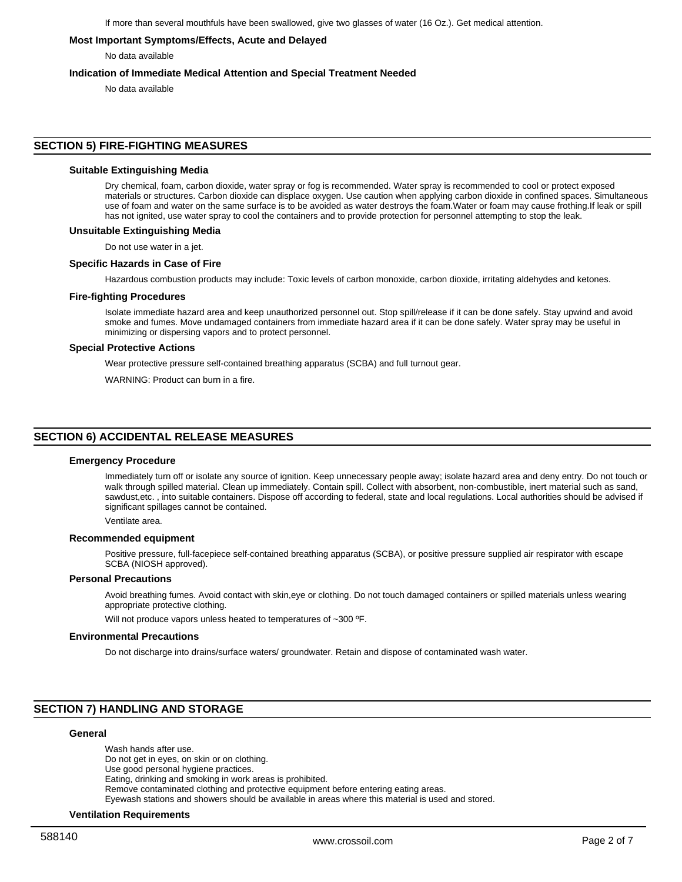If more than several mouthfuls have been swallowed, give two glasses of water (16 Oz.). Get medical attention.

### Most Important Symptoms/Effects, Acute and Delayed

No data available

### Indication of Immediate Medical Attention and Special Treatment Needed

No data available

## SECTION 5) FIRE-FIGHTING MEASURES

### Suitable Extinguishing Media

Dry chemical, foam, carbon dioxide, water spray or fog is recommended. Water spray is recommended to cool or protect exposed materials or structures. Carbon dioxide can displace oxygen. Use caution when applying carbon dioxide in confined spaces. Simultaneous use of foam and water on the same surface is to be avoided as water destroys the foam.Water or foam may cause frothing.If leak or spill has not ignited, use water spray to cool the containers and to provide protection for personnel attempting to stop the leak.

### Unsuitable Extinguishing Media

Do not use water in a jet.

### Specific Hazards in Case of Fire

Hazardous combustion products may include: Toxic levels of carbon monoxide, carbon dioxide, irritating aldehydes and ketones.

### Fire-fighting Procedures

Isolate immediate hazard area and keep unauthorized personnel out. Stop spill/release if it can be done safely. Stay upwind and avoid smoke and fumes. Move undamaged containers from immediate hazard area if it can be done safely. Water spray may be useful in minimizing or dispersing vapors and to protect personnel.

### Special Protective Actions

Wear protective pressure self-contained breathing apparatus (SCBA) and full turnout gear.

WARNING: Product can burn in a fire.

## SECTION 6) ACCIDENTAL RELEASE MEASURES

### Emergency Procedure

Immediately turn off or isolate any source of ignition. Keep unnecessary people away; isolate hazard area and deny entry. Do not touch or walk through spilled material. Clean up immediately. Contain spill. Collect with absorbent, non-combustible, inert material such as sand, sawdust,etc. , into suitable containers. Dispose off according to federal, state and local regulations. Local authorities should be advised if significant spillages cannot be contained.

Ventilate area.

### Recommended equipment

Positive pressure, full-facepiece self-contained breathing apparatus (SCBA), or positive pressure supplied air respirator with escape SCBA (NIOSH approved).

### Personal Precautions

Avoid breathing fumes. Avoid contact with skin,eye or clothing. Do not touch damaged containers or spilled materials unless wearing appropriate protective clothing.

Will not produce vapors unless heated to temperatures of ~300 ºF.

### Environmental Precautions

Do not discharge into drains/surface waters/ groundwater. Retain and dispose of contaminated wash water.

## SECTION 7) HANDLING AND STORAGE

### General

Wash hands after use.
Do not get in eyes, on skin or on clothing.
Use good personal hygiene practices.
Eating, drinking and smoking in work areas is prohibited.
Remove contaminated clothing and protective equipment before entering eating areas.
Eyewash stations and showers should be available in areas where this material is used and stored.

### Ventilation Requirements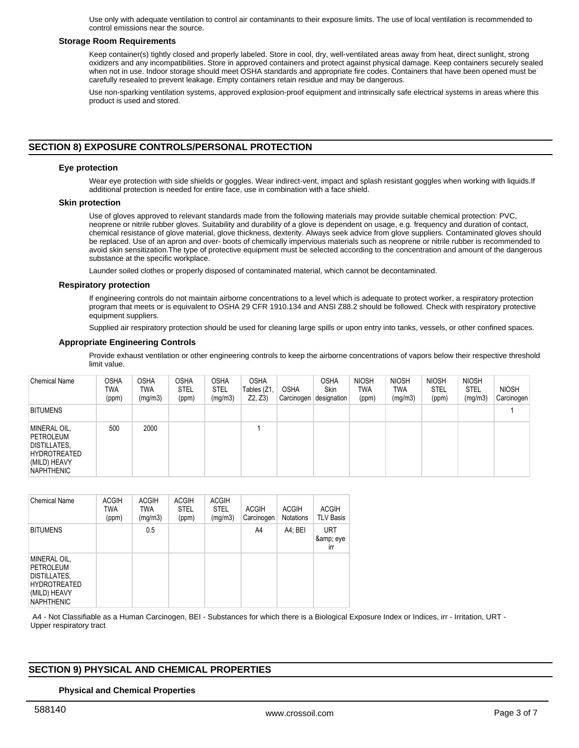Use only with adequate ventilation to control air contaminants to their exposure limits. The use of local ventilation is recommended to control emissions near the source.

### Storage Room Requirements

Keep container(s) tightly closed and properly labeled. Store in cool, dry, well-ventilated areas away from heat, direct sunlight, strong oxidizers and any incompatibilities. Store in approved containers and protect against physical damage. Keep containers securely sealed when not in use. Indoor storage should meet OSHA standards and appropriate fire codes. Containers that have been opened must be carefully resealed to prevent leakage. Empty containers retain residue and may be dangerous.

Use non-sparking ventilation systems, approved explosion-proof equipment and intrinsically safe electrical systems in areas where this product is used and stored.

## SECTION 8) EXPOSURE CONTROLS/PERSONAL PROTECTION

### Eye protection

Wear eye protection with side shields or goggles. Wear indirect-vent, impact and splash resistant goggles when working with liquids.If additional protection is needed for entire face, use in combination with a face shield.

### Skin protection

Use of gloves approved to relevant standards made from the following materials may provide suitable chemical protection: PVC, neoprene or nitrile rubber gloves. Suitability and durability of a glove is dependent on usage, e.g. frequency and duration of contact, chemical resistance of glove material, glove thickness, dexterity. Always seek advice from glove suppliers. Contaminated gloves should be replaced. Use of an apron and over- boots of chemically impervious materials such as neoprene or nitrile rubber is recommended to avoid skin sensitization.The type of protective equipment must be selected according to the concentration and amount of the dangerous substance at the specific workplace.

Launder soiled clothes or properly disposed of contaminated material, which cannot be decontaminated.

### Respiratory protection

If engineering controls do not maintain airborne concentrations to a level which is adequate to protect worker, a respiratory protection program that meets or is equivalent to OSHA 29 CFR 1910.134 and ANSI Z88.2 should be followed. Check with respiratory protective equipment suppliers.

Supplied air respiratory protection should be used for cleaning large spills or upon entry into tanks, vessels, or other confined spaces.

### Appropriate Engineering Controls

Provide exhaust ventilation or other engineering controls to keep the airborne concentrations of vapors below their respective threshold limit value.

| Chemical Name | OSHA TWA (ppm) | OSHA TWA (mg/m3) | OSHA STEL (ppm) | OSHA STEL (mg/m3) | OSHA Tables (Z1, Z2, Z3) | OSHA Carcinogen | OSHA Skin designation | NIOSH TWA (ppm) | NIOSH TWA (mg/m3) | NIOSH STEL (ppm) | NIOSH STEL (mg/m3) | NIOSH Carcinogen |
|---|---|---|---|---|---|---|---|---|---|---|---|---|
| BITUMENS | | | | | | | | | | | | 1 |
| MINERAL OIL, PETROLEUM DISTILLATES, HYDROTREATED (MILD) HEAVY NAPHTHENIC | 500 | 2000 | | | 1 | | | | | | | |

| Chemical Name | ACGIH TWA (ppm) | ACGIH TWA (mg/m3) | ACGIH STEL (ppm) | ACGIH STEL (mg/m3) | ACGIH Carcinogen | ACGIH Notations | ACGIH TLV Basis |
|---|---|---|---|---|---|---|---|
| BITUMENS | | 0.5 | | | A4 | A4; BEI | URT &amp; eye irr |
| MINERAL OIL, PETROLEUM DISTILLATES, HYDROTREATED (MILD) HEAVY NAPHTHENIC | | | | | | | |

A4 - Not Classifiable as a Human Carcinogen, BEI - Substances for which there is a Biological Exposure Index or Indices, irr - Irritation, URT - Upper respiratory tract

## SECTION 9) PHYSICAL AND CHEMICAL PROPERTIES

### Physical and Chemical Properties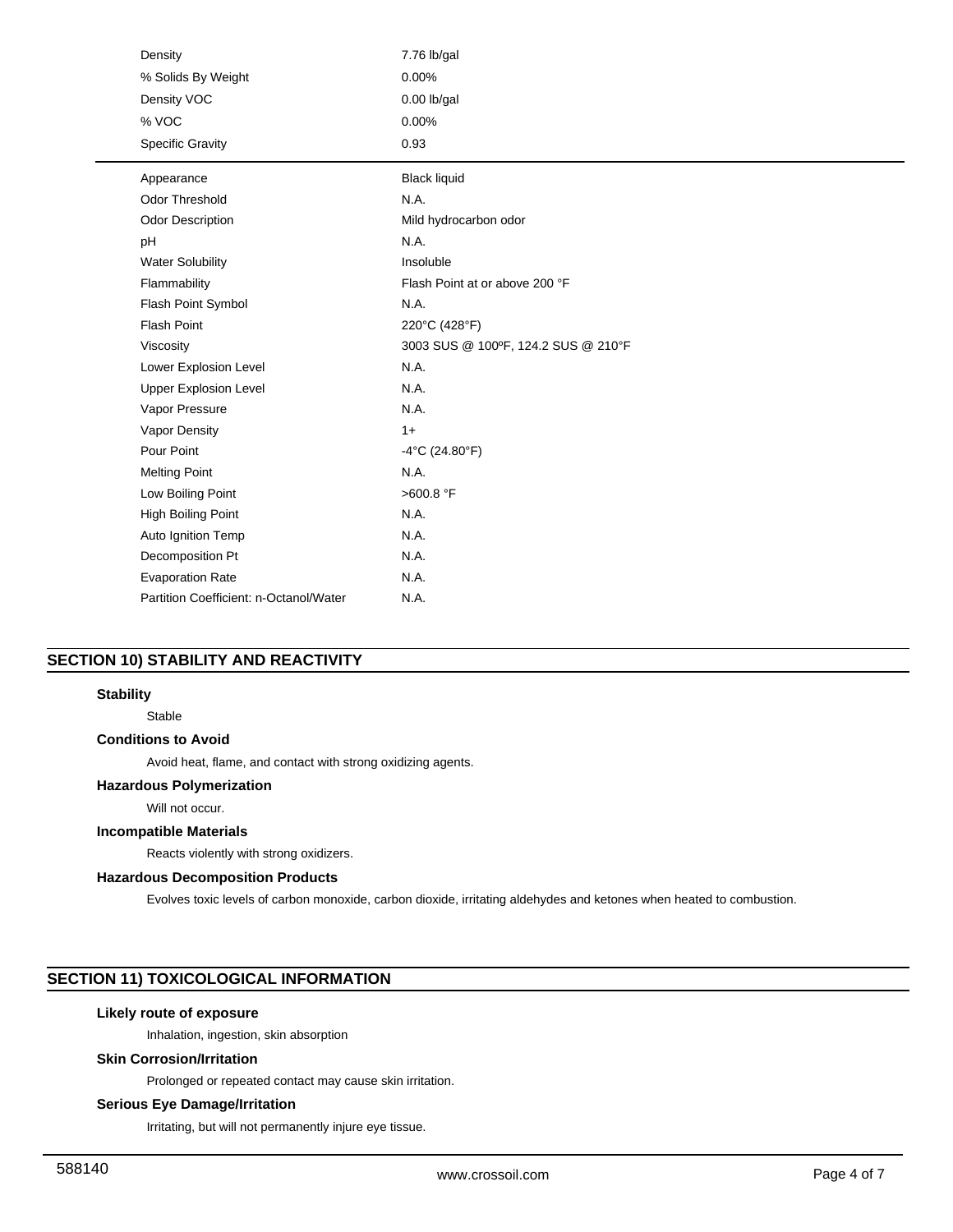| | |
|---|---|
| Density | 7.76 lb/gal |
| % Solids By Weight | 0.00% |
| Density VOC | 0.00 lb/gal |
| % VOC | 0.00% |
| Specific Gravity | 0.93 |

| | |
|---|---|
| Appearance | Black liquid |
| Odor Threshold | N.A. |
| Odor Description | Mild hydrocarbon odor |
| pH | N.A. |
| Water Solubility | Insoluble |
| Flammability | Flash Point at or above 200 °F |
| Flash Point Symbol | N.A. |
| Flash Point | 220°C (428°F) |
| Viscosity | 3003 SUS @ 100ºF, 124.2 SUS @ 210°F |
| Lower Explosion Level | N.A. |
| Upper Explosion Level | N.A. |
| Vapor Pressure | N.A. |
| Vapor Density | 1+ |
| Pour Point | -4°C (24.80°F) |
| Melting Point | N.A. |
| Low Boiling Point | >600.8 °F |
| High Boiling Point | N.A. |
| Auto Ignition Temp | N.A. |
| Decomposition Pt | N.A. |
| Evaporation Rate | N.A. |
| Partition Coefficient: n-Octanol/Water | N.A. |

## SECTION 10) STABILITY AND REACTIVITY

### Stability

Stable

### Conditions to Avoid

Avoid heat, flame, and contact with strong oxidizing agents.

### Hazardous Polymerization

Will not occur.

### Incompatible Materials

Reacts violently with strong oxidizers.

### Hazardous Decomposition Products

Evolves toxic levels of carbon monoxide, carbon dioxide, irritating aldehydes and ketones when heated to combustion.

## SECTION 11) TOXICOLOGICAL INFORMATION

### Likely route of exposure

Inhalation, ingestion, skin absorption

### Skin Corrosion/Irritation

Prolonged or repeated contact may cause skin irritation.

### Serious Eye Damage/Irritation

Irritating, but will not permanently injure eye tissue.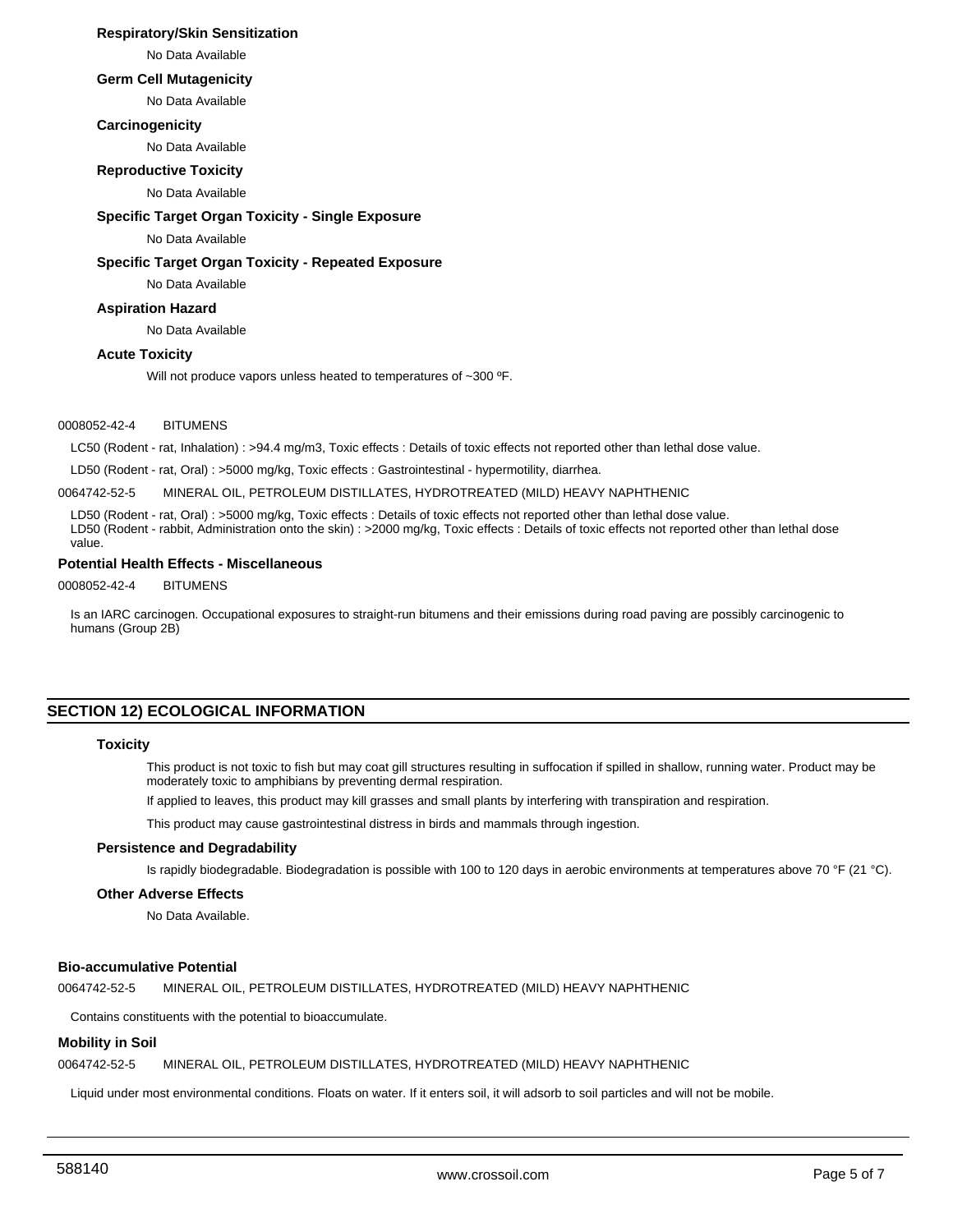### Respiratory/Skin Sensitization

No Data Available

### Germ Cell Mutagenicity

No Data Available

### Carcinogenicity

No Data Available

### Reproductive Toxicity

No Data Available

### Specific Target Organ Toxicity - Single Exposure

No Data Available

### Specific Target Organ Toxicity - Repeated Exposure

No Data Available

### Aspiration Hazard

No Data Available

### Acute Toxicity

Will not produce vapors unless heated to temperatures of ~300 ºF.

0008052-42-4 BITUMENS

LC50 (Rodent - rat, Inhalation) : >94.4 mg/m3, Toxic effects : Details of toxic effects not reported other than lethal dose value.

LD50 (Rodent - rat, Oral) : >5000 mg/kg, Toxic effects : Gastrointestinal - hypermotility, diarrhea.

0064742-52-5 MINERAL OIL, PETROLEUM DISTILLATES, HYDROTREATED (MILD) HEAVY NAPHTHENIC

LD50 (Rodent - rat, Oral) : >5000 mg/kg, Toxic effects : Details of toxic effects not reported other than lethal dose value.
LD50 (Rodent - rabbit, Administration onto the skin) : >2000 mg/kg, Toxic effects : Details of toxic effects not reported other than lethal dose value.

### Potential Health Effects - Miscellaneous

0008052-42-4 BITUMENS

Is an IARC carcinogen. Occupational exposures to straight-run bitumens and their emissions during road paving are possibly carcinogenic to humans (Group 2B)

## SECTION 12) ECOLOGICAL INFORMATION

### Toxicity

This product is not toxic to fish but may coat gill structures resulting in suffocation if spilled in shallow, running water. Product may be moderately toxic to amphibians by preventing dermal respiration.

If applied to leaves, this product may kill grasses and small plants by interfering with transpiration and respiration.

This product may cause gastrointestinal distress in birds and mammals through ingestion.

### Persistence and Degradability

Is rapidly biodegradable. Biodegradation is possible with 100 to 120 days in aerobic environments at temperatures above 70 °F (21 °C).

### Other Adverse Effects

No Data Available.

### Bio-accumulative Potential

0064742-52-5 MINERAL OIL, PETROLEUM DISTILLATES, HYDROTREATED (MILD) HEAVY NAPHTHENIC

Contains constituents with the potential to bioaccumulate.

### Mobility in Soil

0064742-52-5 MINERAL OIL, PETROLEUM DISTILLATES, HYDROTREATED (MILD) HEAVY NAPHTHENIC

Liquid under most environmental conditions. Floats on water. If it enters soil, it will adsorb to soil particles and will not be mobile.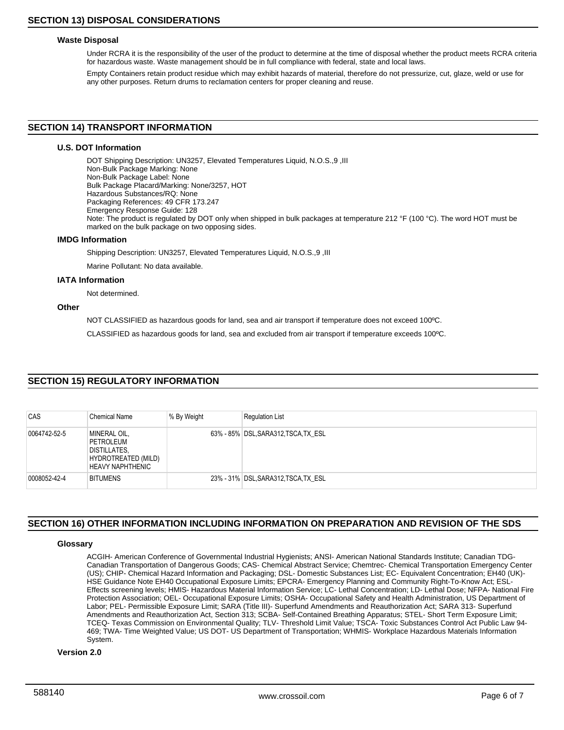## SECTION 13) DISPOSAL CONSIDERATIONS

### Waste Disposal

Under RCRA it is the responsibility of the user of the product to determine at the time of disposal whether the product meets RCRA criteria for hazardous waste. Waste management should be in full compliance with federal, state and local laws.

Empty Containers retain product residue which may exhibit hazards of material, therefore do not pressurize, cut, glaze, weld or use for any other purposes. Return drums to reclamation centers for proper cleaning and reuse.

## SECTION 14) TRANSPORT INFORMATION

### U.S. DOT Information

DOT Shipping Description: UN3257, Elevated Temperatures Liquid, N.O.S.,9 ,III
Non-Bulk Package Marking: None
Non-Bulk Package Label: None
Bulk Package Placard/Marking: None/3257, HOT
Hazardous Substances/RQ: None
Packaging References: 49 CFR 173.247
Emergency Response Guide: 128
Note: The product is regulated by DOT only when shipped in bulk packages at temperature 212 °F (100 °C). The word HOT must be marked on the bulk package on two opposing sides.

### IMDG Information

Shipping Description: UN3257, Elevated Temperatures Liquid, N.O.S.,9 ,III

Marine Pollutant: No data available.

### IATA Information

Not determined.

### Other

NOT CLASSIFIED as hazardous goods for land, sea and air transport if temperature does not exceed 100ºC.

CLASSIFIED as hazardous goods for land, sea and excluded from air transport if temperature exceeds 100ºC.

## SECTION 15) REGULATORY INFORMATION

| CAS | Chemical Name | % By Weight | Regulation List |
|---|---|---|---|
| 0064742-52-5 | MINERAL OIL, PETROLEUM DISTILLATES, HYDROTREATED (MILD) HEAVY NAPHTHENIC | 63% - 85% | DSL,SARA312,TSCA,TX_ESL |
| 0008052-42-4 | BITUMENS | 23% - 31% | DSL,SARA312,TSCA,TX_ESL |

## SECTION 16) OTHER INFORMATION INCLUDING INFORMATION ON PREPARATION AND REVISION OF THE SDS

### Glossary

ACGIH- American Conference of Governmental Industrial Hygienists; ANSI- American National Standards Institute; Canadian TDG- Canadian Transportation of Dangerous Goods; CAS- Chemical Abstract Service; Chemtrec- Chemical Transportation Emergency Center (US); CHIP- Chemical Hazard Information and Packaging; DSL- Domestic Substances List; EC- Equivalent Concentration; EH40 (UK)- HSE Guidance Note EH40 Occupational Exposure Limits; EPCRA- Emergency Planning and Community Right-To-Know Act; ESL- Effects screening levels; HMIS- Hazardous Material Information Service; LC- Lethal Concentration; LD- Lethal Dose; NFPA- National Fire Protection Association; OEL- Occupational Exposure Limits; OSHA- Occupational Safety and Health Administration, US Department of Labor; PEL- Permissible Exposure Limit; SARA (Title III)- Superfund Amendments and Reauthorization Act; SARA 313- Superfund Amendments and Reauthorization Act, Section 313; SCBA- Self-Contained Breathing Apparatus; STEL- Short Term Exposure Limit; TCEQ- Texas Commission on Environmental Quality; TLV- Threshold Limit Value; TSCA- Toxic Substances Control Act Public Law 94-469; TWA- Time Weighted Value; US DOT- US Department of Transportation; WHMIS- Workplace Hazardous Materials Information System.

### Version 2.0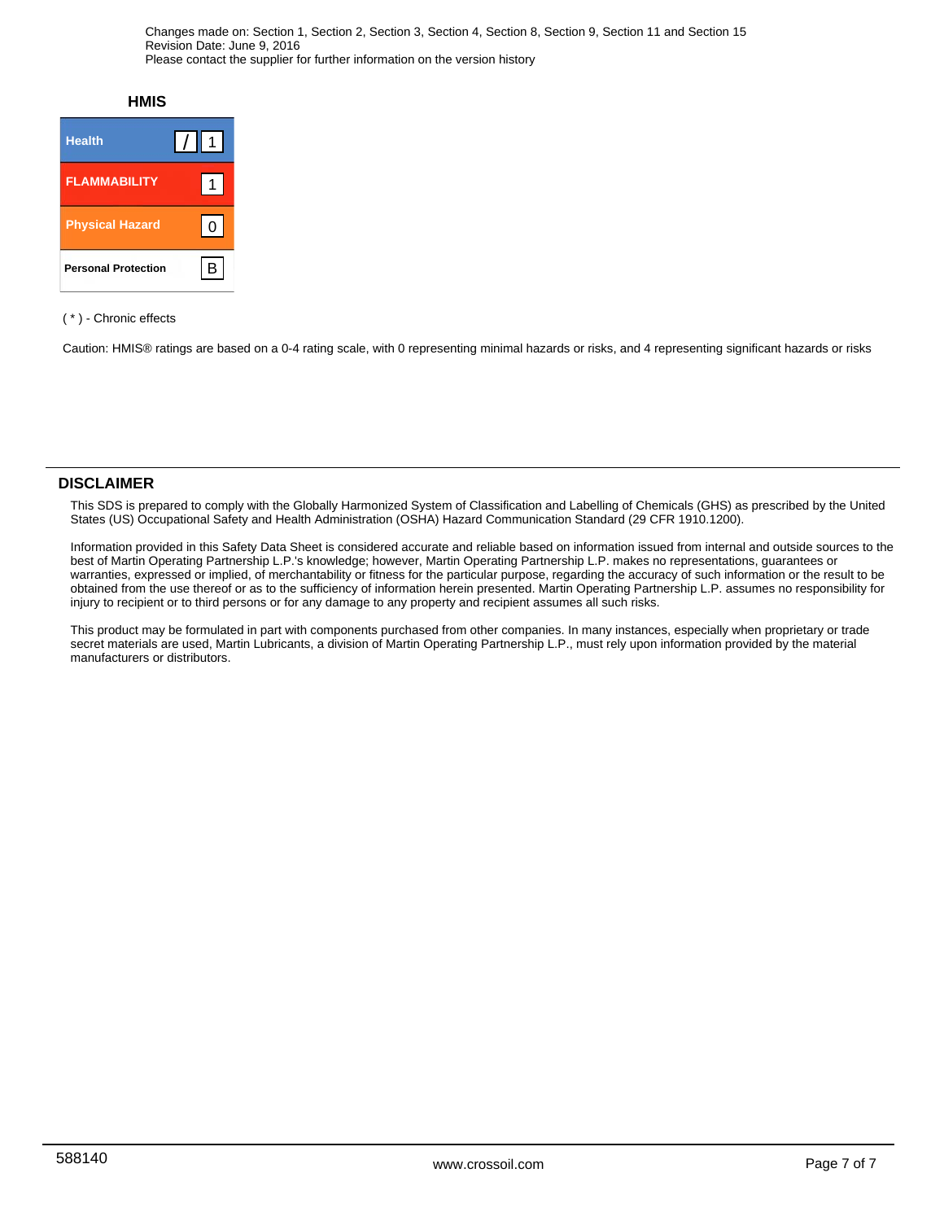Changes made on: Section 1, Section 2, Section 3, Section 4, Section 8, Section 9, Section 11 and Section 15
Revision Date: June 9, 2016
Please contact the supplier for further information on the version history

**HMIS**

| | | |
|---|---|---|
| Health | / | 1 |
| FLAMMABILITY | | 1 |
| Physical Hazard | | 0 |
| Personal Protection | | B |

( * ) - Chronic effects

Caution: HMIS® ratings are based on a 0-4 rating scale, with 0 representing minimal hazards or risks, and 4 representing significant hazards or risks

## DISCLAIMER

This SDS is prepared to comply with the Globally Harmonized System of Classification and Labelling of Chemicals (GHS) as prescribed by the United States (US) Occupational Safety and Health Administration (OSHA) Hazard Communication Standard (29 CFR 1910.1200).

Information provided in this Safety Data Sheet is considered accurate and reliable based on information issued from internal and outside sources to the best of Martin Operating Partnership L.P.'s knowledge; however, Martin Operating Partnership L.P. makes no representations, guarantees or warranties, expressed or implied, of merchantability or fitness for the particular purpose, regarding the accuracy of such information or the result to be obtained from the use thereof or as to the sufficiency of information herein presented. Martin Operating Partnership L.P. assumes no responsibility for injury to recipient or to third persons or for any damage to any property and recipient assumes all such risks.

This product may be formulated in part with components purchased from other companies. In many instances, especially when proprietary or trade secret materials are used, Martin Lubricants, a division of Martin Operating Partnership L.P., must rely upon information provided by the material manufacturers or distributors.